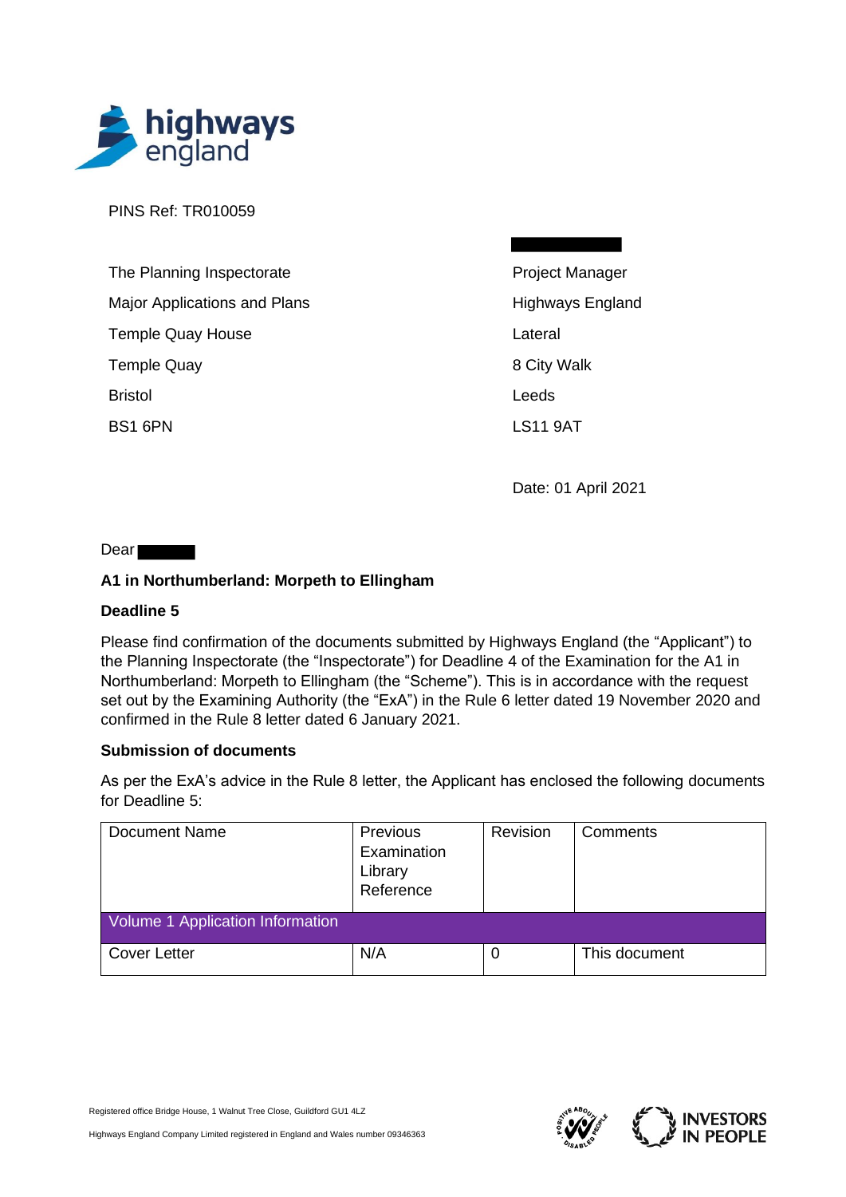PINS Ref: TR010059

The Planning Inspectorate
Major Applications and Plans
Temple Quay House
Temple Quay
Bristol
BS1 6PN

Project Manager
Highways England
Lateral
8 City Walk
Leeds
LS11 9AT

Date: 01 April 2021

Dear

**A1 in Northumberland: Morpeth to Ellingham**

**Deadline 5**

Please find confirmation of the documents submitted by Highways England (the "Applicant") to the Planning Inspectorate (the "Inspectorate") for Deadline 4 of the Examination for the A1 in Northumberland: Morpeth to Ellingham (the "Scheme"). This is in accordance with the request set out by the Examining Authority (the "ExA") in the Rule 6 letter dated 19 November 2020 and confirmed in the Rule 8 letter dated 6 January 2021.

**Submission of documents**

As per the ExA's advice in the Rule 8 letter, the Applicant has enclosed the following documents for Deadline 5:

| Document Name | Previous Examination Library Reference | Revision | Comments |
| --- | --- | --- | --- |
| Volume 1 Application Information | | | |
| Cover Letter | N/A | 0 | This document |

Registered office Bridge House, 1 Walnut Tree Close, Guildford GU1 4LZ

Highways England Company Limited registered in England and Wales number 09346363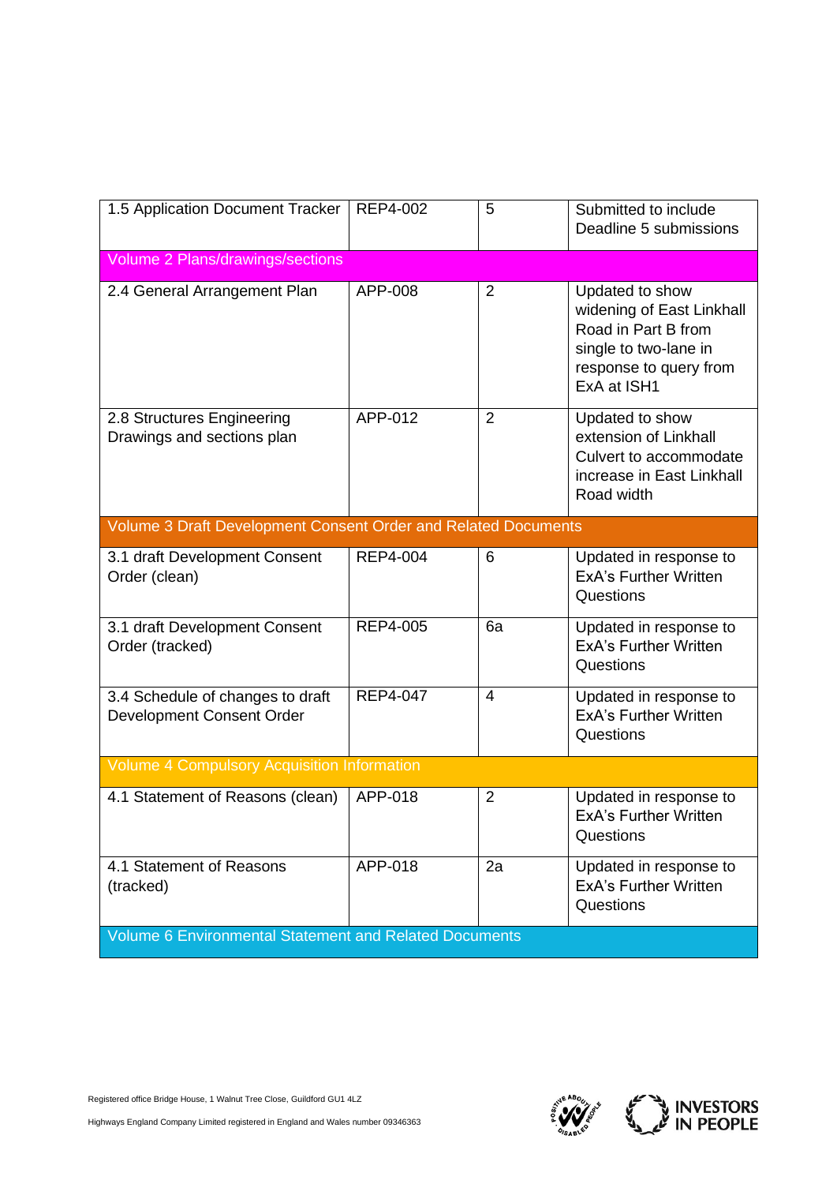| | | | |
|---|---|---|---|
| 1.5 Application Document Tracker | REP4-002 | 5 | Submitted to include Deadline 5 submissions |
| Volume 2 Plans/drawings/sections | | | |
| 2.4 General Arrangement Plan | APP-008 | 2 | Updated to show widening of East Linkhall Road in Part B from single to two-lane in response to query from ExA at ISH1 |
| 2.8 Structures Engineering Drawings and sections plan | APP-012 | 2 | Updated to show extension of Linkhall Culvert to accommodate increase in East Linkhall Road width |
| Volume 3 Draft Development Consent Order and Related Documents | | | |
| 3.1 draft Development Consent Order (clean) | REP4-004 | 6 | Updated in response to ExA's Further Written Questions |
| 3.1 draft Development Consent Order (tracked) | REP4-005 | 6a | Updated in response to ExA's Further Written Questions |
| 3.4 Schedule of changes to draft Development Consent Order | REP4-047 | 4 | Updated in response to ExA's Further Written Questions |
| Volume 4 Compulsory Acquisition Information | | | |
| 4.1 Statement of Reasons (clean) | APP-018 | 2 | Updated in response to ExA's Further Written Questions |
| 4.1 Statement of Reasons (tracked) | APP-018 | 2a | Updated in response to ExA's Further Written Questions |
| Volume 6 Environmental Statement and Related Documents | | | |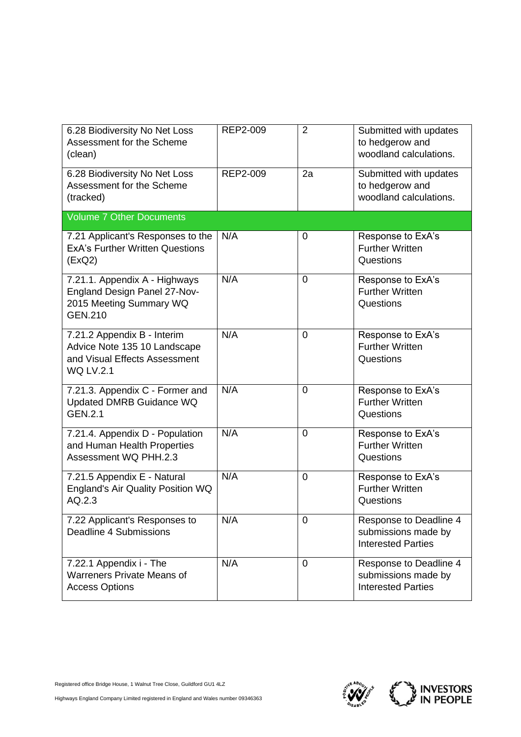| | | | |
|---|---|---|---|
| 6.28 Biodiversity No Net Loss Assessment for the Scheme (clean) | REP2-009 | 2 | Submitted with updates to hedgerow and woodland calculations. |
| 6.28 Biodiversity No Net Loss Assessment for the Scheme (tracked) | REP2-009 | 2a | Submitted with updates to hedgerow and woodland calculations. |
| Volume 7 Other Documents | | | |
| 7.21 Applicant's Responses to the ExA's Further Written Questions (ExQ2) | N/A | 0 | Response to ExA's Further Written Questions |
| 7.21.1. Appendix A - Highways England Design Panel 27-Nov-2015 Meeting Summary WQ GEN.210 | N/A | 0 | Response to ExA's Further Written Questions |
| 7.21.2 Appendix B - Interim Advice Note 135 10 Landscape and Visual Effects Assessment WQ LV.2.1 | N/A | 0 | Response to ExA's Further Written Questions |
| 7.21.3. Appendix C - Former and Updated DMRB Guidance WQ GEN.2.1 | N/A | 0 | Response to ExA's Further Written Questions |
| 7.21.4. Appendix D - Population and Human Health Properties Assessment WQ PHH.2.3 | N/A | 0 | Response to ExA's Further Written Questions |
| 7.21.5 Appendix E - Natural England's Air Quality Position WQ AQ.2.3 | N/A | 0 | Response to ExA's Further Written Questions |
| 7.22 Applicant's Responses to Deadline 4 Submissions | N/A | 0 | Response to Deadline 4 submissions made by Interested Parties |
| 7.22.1 Appendix i - The Warreners Private Means of Access Options | N/A | 0 | Response to Deadline 4 submissions made by Interested Parties |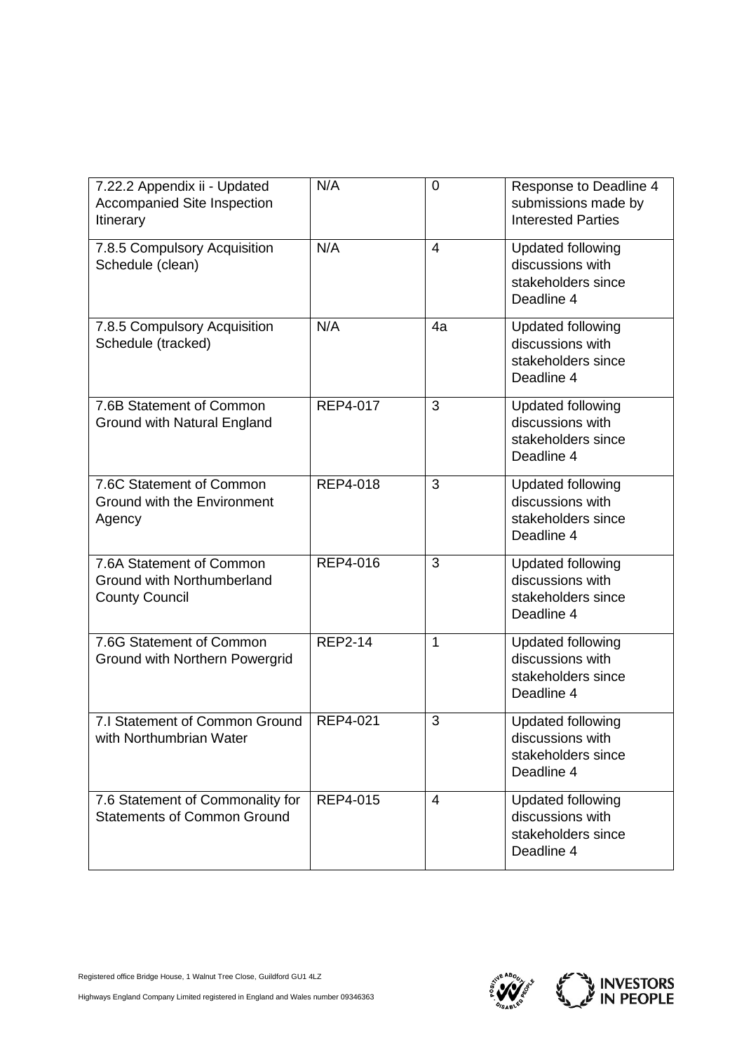| | | | |
|---|---|---|---|
| 7.22.2 Appendix ii - Updated Accompanied Site Inspection Itinerary | N/A | 0 | Response to Deadline 4 submissions made by Interested Parties |
| 7.8.5 Compulsory Acquisition Schedule (clean) | N/A | 4 | Updated following discussions with stakeholders since Deadline 4 |
| 7.8.5 Compulsory Acquisition Schedule (tracked) | N/A | 4a | Updated following discussions with stakeholders since Deadline 4 |
| 7.6B Statement of Common Ground with Natural England | REP4-017 | 3 | Updated following discussions with stakeholders since Deadline 4 |
| 7.6C Statement of Common Ground with the Environment Agency | REP4-018 | 3 | Updated following discussions with stakeholders since Deadline 4 |
| 7.6A Statement of Common Ground with Northumberland County Council | REP4-016 | 3 | Updated following discussions with stakeholders since Deadline 4 |
| 7.6G Statement of Common Ground with Northern Powergrid | REP2-14 | 1 | Updated following discussions with stakeholders since Deadline 4 |
| 7.I Statement of Common Ground with Northumbrian Water | REP4-021 | 3 | Updated following discussions with stakeholders since Deadline 4 |
| 7.6 Statement of Commonality for Statements of Common Ground | REP4-015 | 4 | Updated following discussions with stakeholders since Deadline 4 |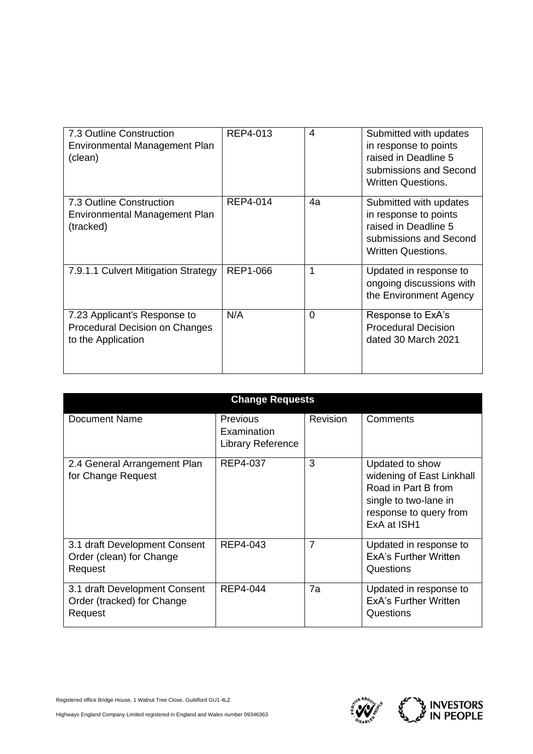| | | | |
|---|---|---|---|
| 7.3 Outline Construction Environmental Management Plan (clean) | REP4-013 | 4 | Submitted with updates in response to points raised in Deadline 5 submissions and Second Written Questions. |
| 7.3 Outline Construction Environmental Management Plan (tracked) | REP4-014 | 4a | Submitted with updates in response to points raised in Deadline 5 submissions and Second Written Questions. |
| 7.9.1.1 Culvert Mitigation Strategy | REP1-066 | 1 | Updated in response to ongoing discussions with the Environment Agency |
| 7.23 Applicant's Response to Procedural Decision on Changes to the Application | N/A | 0 | Response to ExA's Procedural Decision dated 30 March 2021 |

| **Change Requests** | | | |
|---|---|---|---|
| Document Name | Previous Examination Library Reference | Revision | Comments |
| 2.4 General Arrangement Plan for Change Request | REP4-037 | 3 | Updated to show widening of East Linkhall Road in Part B from single to two-lane in response to query from ExA at ISH1 |
| 3.1 draft Development Consent Order (clean) for Change Request | REP4-043 | 7 | Updated in response to ExA's Further Written Questions |
| 3.1 draft Development Consent Order (tracked) for Change Request | REP4-044 | 7a | Updated in response to ExA's Further Written Questions |

Registered office Bridge House, 1 Walnut Tree Close, Guildford GU1 4LZ

Highways England Company Limited registered in England and Wales number 09346363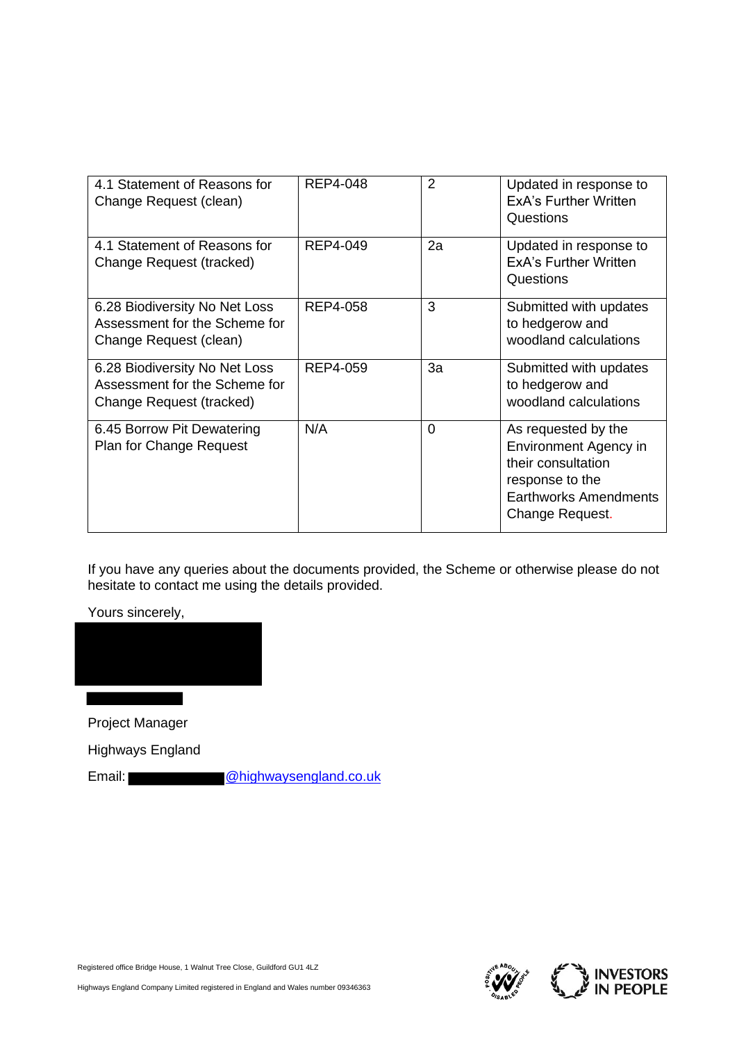| | | | |
|---|---|---|---|
| 4.1 Statement of Reasons for Change Request (clean) | REP4-048 | 2 | Updated in response to ExA's Further Written Questions |
| 4.1 Statement of Reasons for Change Request (tracked) | REP4-049 | 2a | Updated in response to ExA's Further Written Questions |
| 6.28 Biodiversity No Net Loss Assessment for the Scheme for Change Request (clean) | REP4-058 | 3 | Submitted with updates to hedgerow and woodland calculations |
| 6.28 Biodiversity No Net Loss Assessment for the Scheme for Change Request (tracked) | REP4-059 | 3a | Submitted with updates to hedgerow and woodland calculations |
| 6.45 Borrow Pit Dewatering Plan for Change Request | N/A | 0 | As requested by the Environment Agency in their consultation response to the Earthworks Amendments Change Request. |

If you have any queries about the documents provided, the Scheme or otherwise please do not hesitate to contact me using the details provided.

Yours sincerely,

Project Manager

Highways England

Email: @highwaysengland.co.uk

Registered office Bridge House, 1 Walnut Tree Close, Guildford GU1 4LZ

Highways England Company Limited registered in England and Wales number 09346363